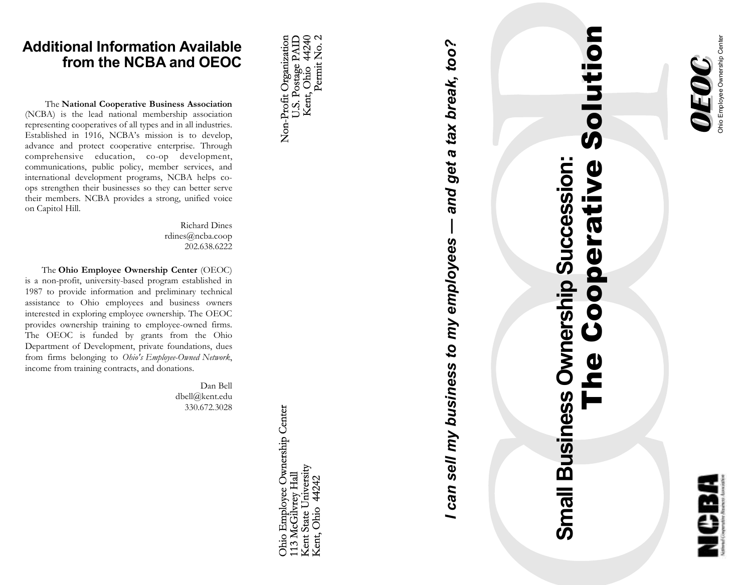## Additional Information Available from the NCBA and OEOC

The **National Cooperative Business Association** (NCBA) is the lead national membership association representing cooperatives of all types and in all industries. Established in 1916, NCBA's mission is to develop, advance and protect cooperative enterprise. Through comprehensive education, co-op development, communications, public policy, member services, and international development programs, NCBA helps co-ops strengthen their businesses so they can better serve their members. NCBA provides a strong, unified voice on Capitol Hill.

Richard Dines
rdines@ncba.coop
202.638.6222

The **Ohio Employee Ownership Center** (OEOC) is a non-profit, university-based program established in 1987 to provide information and preliminary technical assistance to Ohio employees and business owners interested in exploring employee ownership. The OEOC provides ownership training to employee-owned firms. The OEOC is funded by grants from the Ohio Department of Development, private foundations, dues from firms belonging to *Ohio's Employee-Owned Network*, income from training contracts, and donations.

Dan Bell
dbell@kent.edu
330.672.3028

Ohio Employee Ownership Center
113 McGilvrey Hall
Kent State University
Kent, Ohio 44242

Non-Profit Organization
U.S. Postage PAID
Kent, Ohio 44240
Permit No. 2

***I can sell my business to my employees — and get a tax break, too?***

# Small Business Ownership Succession: The Cooperative Solution

OEOC
Ohio Employee Ownership Center

NCBA
National Cooperative Business Association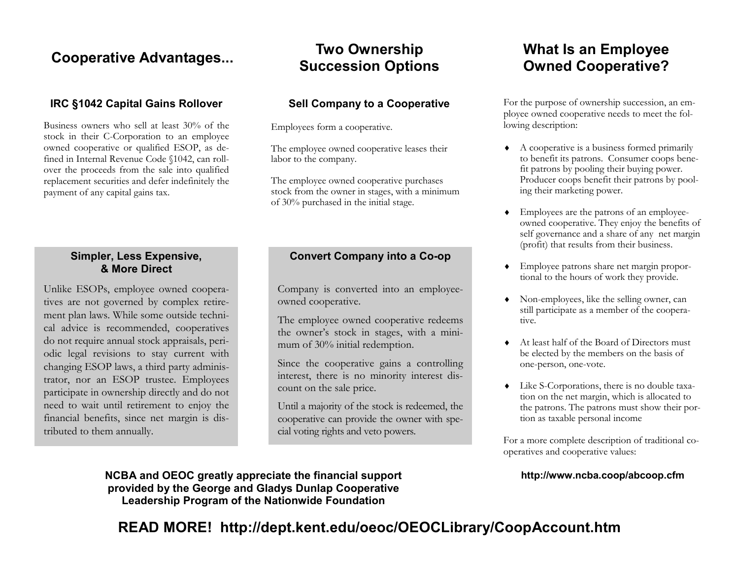## Cooperative Advantages...

### IRC §1042 Capital Gains Rollover

Business owners who sell at least 30% of the stock in their C-Corporation to an employee owned cooperative or qualified ESOP, as defined in Internal Revenue Code §1042, can rollover the proceeds from the sale into qualified replacement securities and defer indefinitely the payment of any capital gains tax.

### Simpler, Less Expensive, & More Direct

Unlike ESOPs, employee owned cooperatives are not governed by complex retirement plan laws. While some outside technical advice is recommended, cooperatives do not require annual stock appraisals, periodic legal revisions to stay current with changing ESOP laws, a third party administrator, nor an ESOP trustee. Employees participate in ownership directly and do not need to wait until retirement to enjoy the financial benefits, since net margin is distributed to them annually.

## Two Ownership Succession Options

### Sell Company to a Cooperative

Employees form a cooperative.

The employee owned cooperative leases their labor to the company.

The employee owned cooperative purchases stock from the owner in stages, with a minimum of 30% purchased in the initial stage.

### Convert Company into a Co-op

Company is converted into an employee-owned cooperative.

The employee owned cooperative redeems the owner's stock in stages, with a minimum of 30% initial redemption.

Since the cooperative gains a controlling interest, there is no minority interest discount on the sale price.

Until a majority of the stock is redeemed, the cooperative can provide the owner with special voting rights and veto powers.

## What Is an Employee Owned Cooperative?

For the purpose of ownership succession, an employee owned cooperative needs to meet the following description:

- A cooperative is a business formed primarily to benefit its patrons. Consumer coops benefit patrons by pooling their buying power. Producer coops benefit their patrons by pooling their marketing power.
- Employees are the patrons of an employee-owned cooperative. They enjoy the benefits of self governance and a share of any net margin (profit) that results from their business.
- Employee patrons share net margin proportional to the hours of work they provide.
- Non-employees, like the selling owner, can still participate as a member of the cooperative.
- At least half of the Board of Directors must be elected by the members on the basis of one-person, one-vote.
- Like S-Corporations, there is no double taxation on the net margin, which is allocated to the patrons. The patrons must show their portion as taxable personal income

For a more complete description of traditional cooperatives and cooperative values:

**http://www.ncba.coop/abcoop.cfm**

**NCBA and OEOC greatly appreciate the financial support provided by the George and Gladys Dunlap Cooperative Leadership Program of the Nationwide Foundation**

**READ MORE! http://dept.kent.edu/oeoc/OEOCLibrary/CoopAccount.htm**